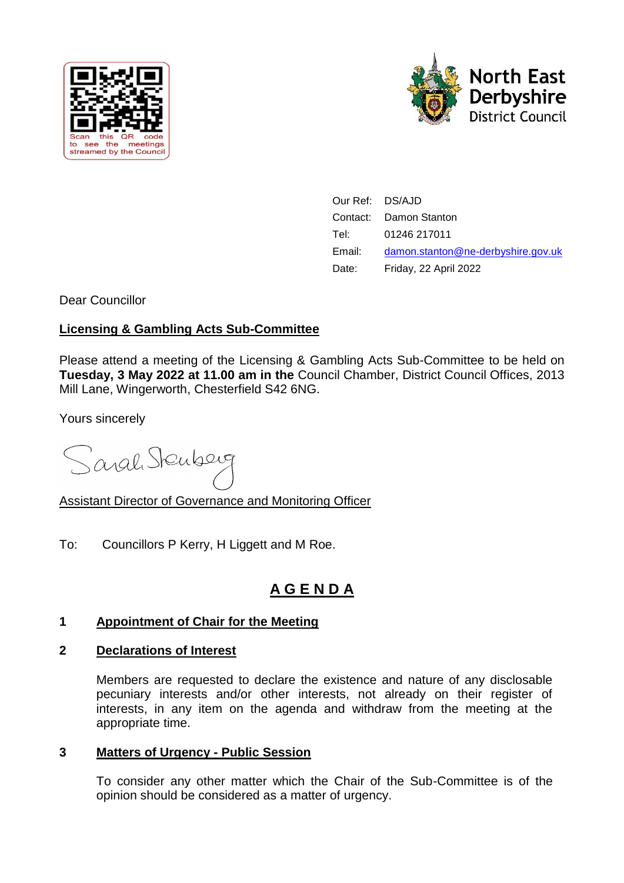Scan this QR code to see the meetings streamed by the Council

North East Derbyshire District Council

| | |
|---|---|
| Our Ref: | DS/AJD |
| Contact: | Damon Stanton |
| Tel: | 01246 217011 |
| Email: | damon.stanton@ne-derbyshire.gov.uk |
| Date: | Friday, 22 April 2022 |

Dear Councillor

**Licensing & Gambling Acts Sub-Committee**

Please attend a meeting of the Licensing & Gambling Acts Sub-Committee to be held on **Tuesday, 3 May 2022 at 11.00 am in the** Council Chamber, District Council Offices, 2013 Mill Lane, Wingerworth, Chesterfield S42 6NG.

Yours sincerely

Sarah Sternberg

Assistant Director of Governance and Monitoring Officer

To: Councillors P Kerry, H Liggett and M Roe.

# A G E N D A

**1 Appointment of Chair for the Meeting**

**2 Declarations of Interest**

Members are requested to declare the existence and nature of any disclosable pecuniary interests and/or other interests, not already on their register of interests, in any item on the agenda and withdraw from the meeting at the appropriate time.

**3 Matters of Urgency - Public Session**

To consider any other matter which the Chair of the Sub-Committee is of the opinion should be considered as a matter of urgency.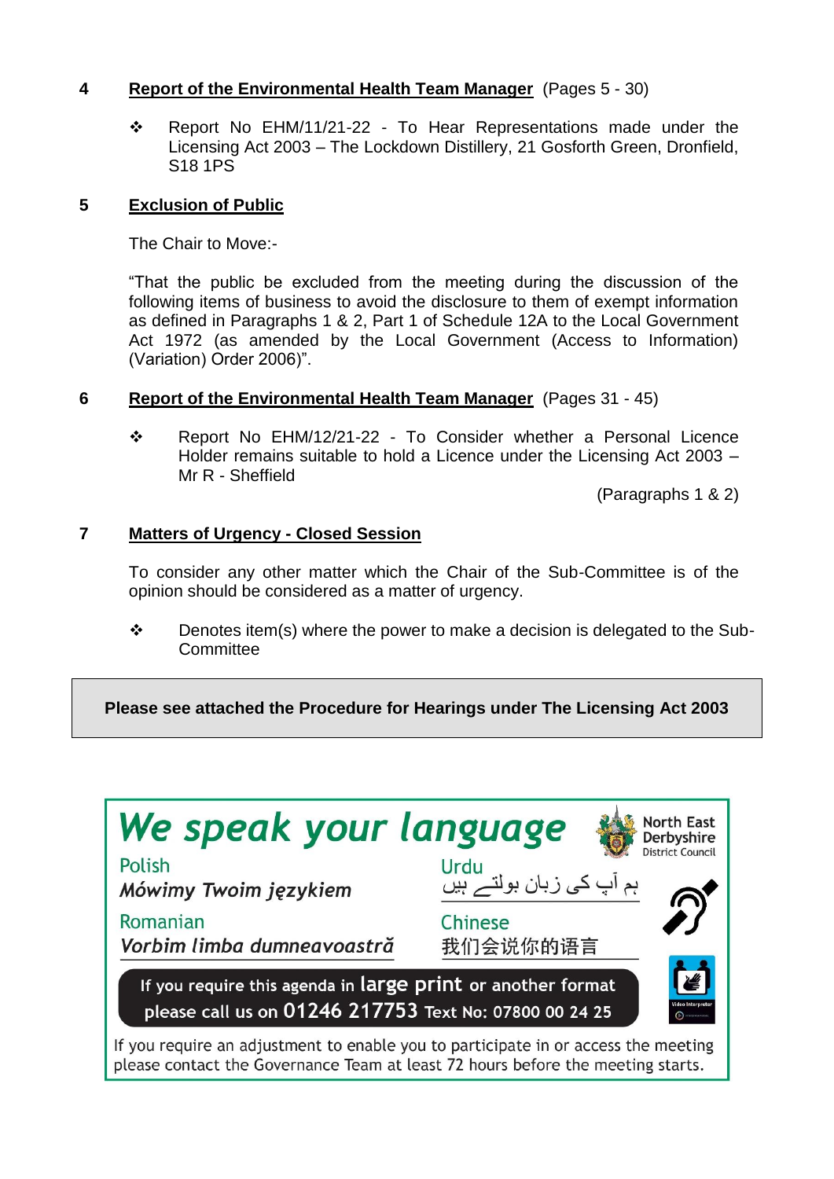**4** **<u>Report of the Environmental Health Team Manager</u>** (Pages 5 - 30)

❖ Report No EHM/11/21-22 - To Hear Representations made under the Licensing Act 2003 – The Lockdown Distillery, 21 Gosforth Green, Dronfield, S18 1PS

**5** **<u>Exclusion of Public</u>**

The Chair to Move:-

"That the public be excluded from the meeting during the discussion of the following items of business to avoid the disclosure to them of exempt information as defined in Paragraphs 1 & 2, Part 1 of Schedule 12A to the Local Government Act 1972 (as amended by the Local Government (Access to Information) (Variation) Order 2006)".

**6** **<u>Report of the Environmental Health Team Manager</u>** (Pages 31 - 45)

❖ Report No EHM/12/21-22 - To Consider whether a Personal Licence Holder remains suitable to hold a Licence under the Licensing Act 2003 – Mr R - Sheffield

(Paragraphs 1 & 2)

**7** **<u>Matters of Urgency - Closed Session</u>**

To consider any other matter which the Chair of the Sub-Committee is of the opinion should be considered as a matter of urgency.

❖ Denotes item(s) where the power to make a decision is delegated to the Sub-Committee

**Please see attached the Procedure for Hearings under The Licensing Act 2003**

***We speak your language***

North East Derbyshire District Council

Polish
*Mówimy Twoim językiem*

Urdu
ہم آپ کی زبان بولتے ہیں

Romanian
*Vorbim limba dumneavoastră*

Chinese
我们会说你的语言

If you require this agenda in **large print** or another format please call us on **01246 217753** Text No: 07800 00 24 25

Video Interpreter

If you require an adjustment to enable you to participate in or access the meeting please contact the Governance Team at least 72 hours before the meeting starts.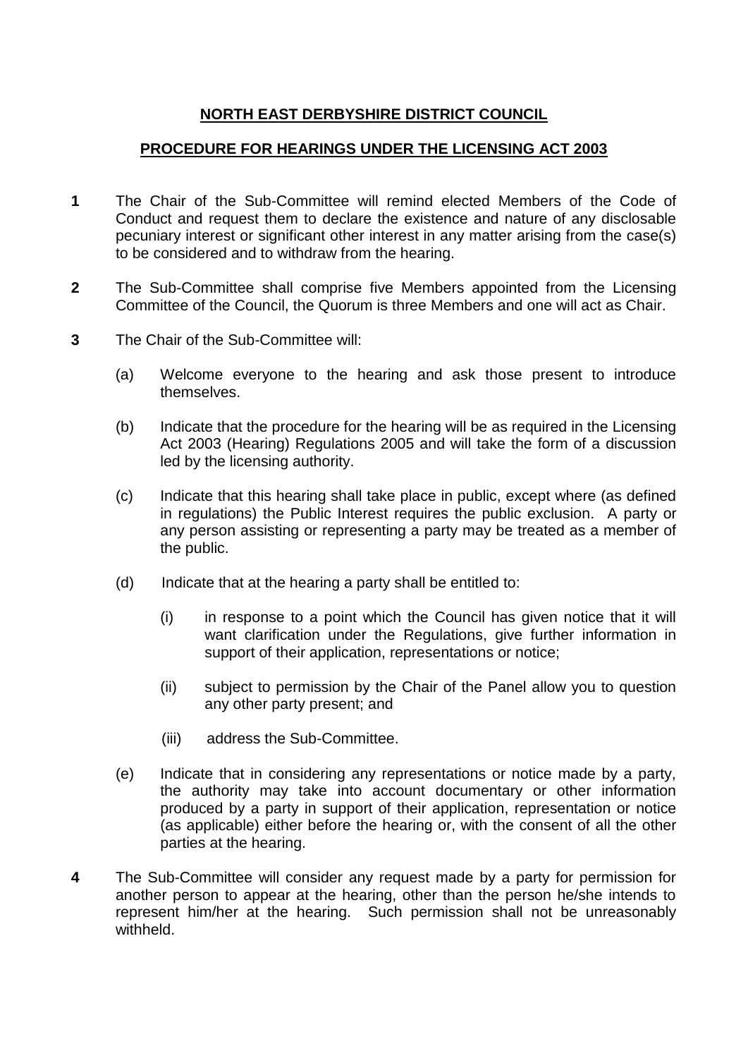**NORTH EAST DERBYSHIRE DISTRICT COUNCIL**

**PROCEDURE FOR HEARINGS UNDER THE LICENSING ACT 2003**

**1** The Chair of the Sub-Committee will remind elected Members of the Code of Conduct and request them to declare the existence and nature of any disclosable pecuniary interest or significant other interest in any matter arising from the case(s) to be considered and to withdraw from the hearing.

**2** The Sub-Committee shall comprise five Members appointed from the Licensing Committee of the Council, the Quorum is three Members and one will act as Chair.

**3** The Chair of the Sub-Committee will:

(a) Welcome everyone to the hearing and ask those present to introduce themselves.

(b) Indicate that the procedure for the hearing will be as required in the Licensing Act 2003 (Hearing) Regulations 2005 and will take the form of a discussion led by the licensing authority.

(c) Indicate that this hearing shall take place in public, except where (as defined in regulations) the Public Interest requires the public exclusion. A party or any person assisting or representing a party may be treated as a member of the public.

(d) Indicate that at the hearing a party shall be entitled to:

(i) in response to a point which the Council has given notice that it will want clarification under the Regulations, give further information in support of their application, representations or notice;

(ii) subject to permission by the Chair of the Panel allow you to question any other party present; and

(iii) address the Sub-Committee.

(e) Indicate that in considering any representations or notice made by a party, the authority may take into account documentary or other information produced by a party in support of their application, representation or notice (as applicable) either before the hearing or, with the consent of all the other parties at the hearing.

**4** The Sub-Committee will consider any request made by a party for permission for another person to appear at the hearing, other than the person he/she intends to represent him/her at the hearing. Such permission shall not be unreasonably withheld.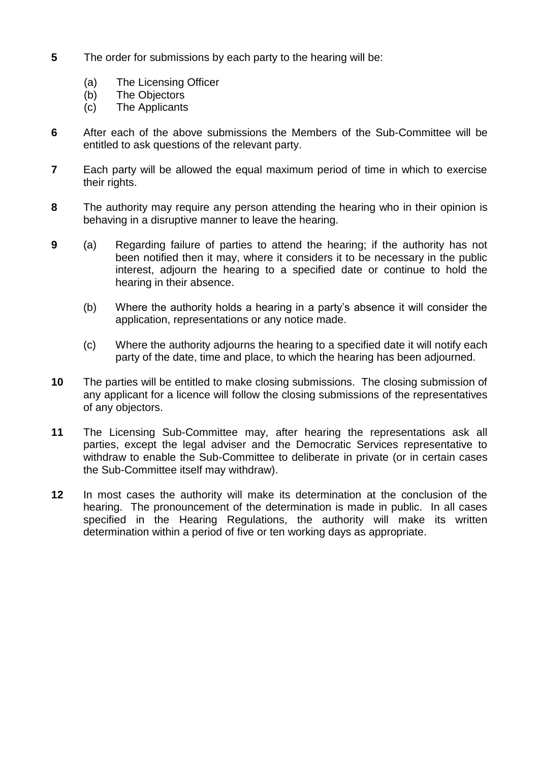**5** The order for submissions by each party to the hearing will be:

(a) The Licensing Officer
(b) The Objectors
(c) The Applicants

**6** After each of the above submissions the Members of the Sub-Committee will be entitled to ask questions of the relevant party.

**7** Each party will be allowed the equal maximum period of time in which to exercise their rights.

**8** The authority may require any person attending the hearing who in their opinion is behaving in a disruptive manner to leave the hearing.

**9** (a) Regarding failure of parties to attend the hearing; if the authority has not been notified then it may, where it considers it to be necessary in the public interest, adjourn the hearing to a specified date or continue to hold the hearing in their absence.

(b) Where the authority holds a hearing in a party's absence it will consider the application, representations or any notice made.

(c) Where the authority adjourns the hearing to a specified date it will notify each party of the date, time and place, to which the hearing has been adjourned.

**10** The parties will be entitled to make closing submissions. The closing submission of any applicant for a licence will follow the closing submissions of the representatives of any objectors.

**11** The Licensing Sub-Committee may, after hearing the representations ask all parties, except the legal adviser and the Democratic Services representative to withdraw to enable the Sub-Committee to deliberate in private (or in certain cases the Sub-Committee itself may withdraw).

**12** In most cases the authority will make its determination at the conclusion of the hearing. The pronouncement of the determination is made in public. In all cases specified in the Hearing Regulations, the authority will make its written determination within a period of five or ten working days as appropriate.